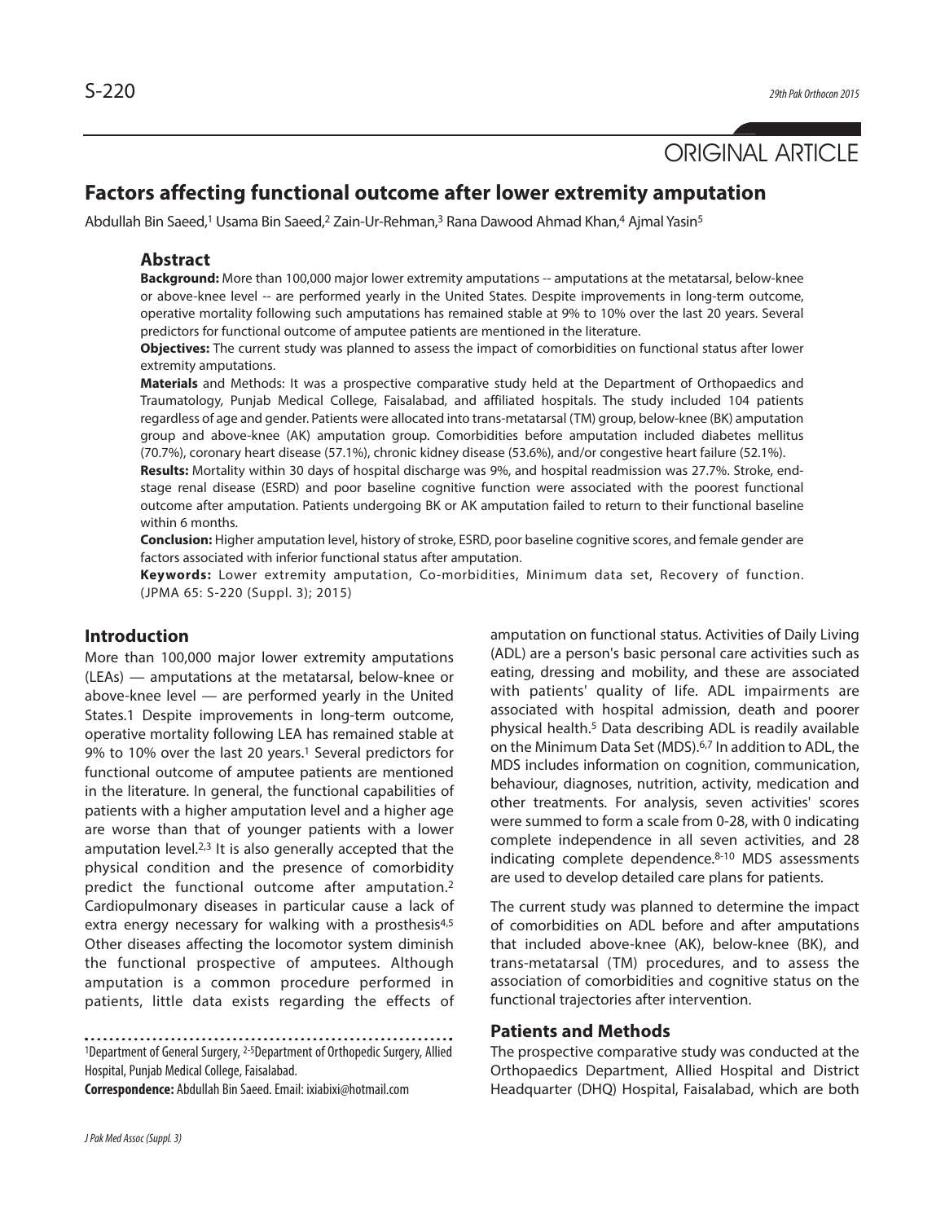ORIGINAL ARTICLE

# Factors affecting functional outcome after lower extremity amputation

Abdullah Bin Saeed,[1] Usama Bin Saeed,[2] Zain-Ur-Rehman,[3] Rana Dawood Ahmad Khan,[4] Ajmal Yasin[5]

## Abstract

**Background:** More than 100,000 major lower extremity amputations -- amputations at the metatarsal, below-knee or above-knee level -- are performed yearly in the United States. Despite improvements in long-term outcome, operative mortality following such amputations has remained stable at 9% to 10% over the last 20 years. Several predictors for functional outcome of amputee patients are mentioned in the literature.

**Objectives:** The current study was planned to assess the impact of comorbidities on functional status after lower extremity amputations.

**Materials** and Methods: It was a prospective comparative study held at the Department of Orthopaedics and Traumatology, Punjab Medical College, Faisalabad, and affiliated hospitals. The study included 104 patients regardless of age and gender. Patients were allocated into trans-metatarsal (TM) group, below-knee (BK) amputation group and above-knee (AK) amputation group. Comorbidities before amputation included diabetes mellitus (70.7%), coronary heart disease (57.1%), chronic kidney disease (53.6%), and/or congestive heart failure (52.1%).

**Results:** Mortality within 30 days of hospital discharge was 9%, and hospital readmission was 27.7%. Stroke, end-stage renal disease (ESRD) and poor baseline cognitive function were associated with the poorest functional outcome after amputation. Patients undergoing BK or AK amputation failed to return to their functional baseline within 6 months.

**Conclusion:** Higher amputation level, history of stroke, ESRD, poor baseline cognitive scores, and female gender are factors associated with inferior functional status after amputation.

**Keywords:** Lower extremity amputation, Co-morbidities, Minimum data set, Recovery of function. (JPMA 65: S-220 (Suppl. 3); 2015)

## Introduction

More than 100,000 major lower extremity amputations (LEAs) — amputations at the metatarsal, below-knee or above-knee level — are performed yearly in the United States.1 Despite improvements in long-term outcome, operative mortality following LEA has remained stable at 9% to 10% over the last 20 years.[1] Several predictors for functional outcome of amputee patients are mentioned in the literature. In general, the functional capabilities of patients with a higher amputation level and a higher age are worse than that of younger patients with a lower amputation level.[2,3] It is also generally accepted that the physical condition and the presence of comorbidity predict the functional outcome after amputation.[2] Cardiopulmonary diseases in particular cause a lack of extra energy necessary for walking with a prosthesis[4,5] Other diseases affecting the locomotor system diminish the functional prospective of amputees. Although amputation is a common procedure performed in patients, little data exists regarding the effects of amputation on functional status. Activities of Daily Living (ADL) are a person's basic personal care activities such as eating, dressing and mobility, and these are associated with patients' quality of life. ADL impairments are associated with hospital admission, death and poorer physical health.[5] Data describing ADL is readily available on the Minimum Data Set (MDS).[6,7] In addition to ADL, the MDS includes information on cognition, communication, behaviour, diagnoses, nutrition, activity, medication and other treatments. For analysis, seven activities' scores were summed to form a scale from 0-28, with 0 indicating complete independence in all seven activities, and 28 indicating complete dependence.[8-10] MDS assessments are used to develop detailed care plans for patients.

The current study was planned to determine the impact of comorbidities on ADL before and after amputations that included above-knee (AK), below-knee (BK), and trans-metatarsal (TM) procedures, and to assess the association of comorbidities and cognitive status on the functional trajectories after intervention.

## Patients and Methods

The prospective comparative study was conducted at the Orthopaedics Department, Allied Hospital and District Headquarter (DHQ) Hospital, Faisalabad, which are both

[1]Department of General Surgery, [2-5]Department of Orthopedic Surgery, Allied Hospital, Punjab Medical College, Faisalabad.

**Correspondence:** Abdullah Bin Saeed. Email: ixiabixi@hotmail.com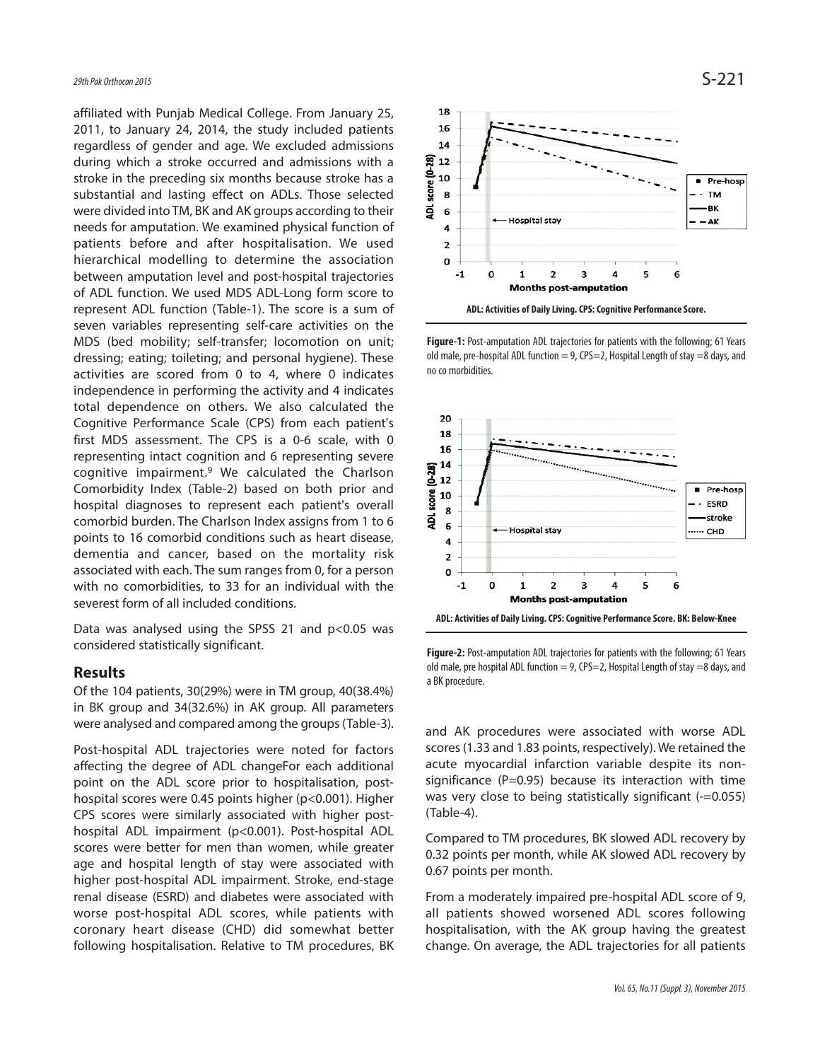affiliated with Punjab Medical College. From January 25, 2011, to January 24, 2014, the study included patients regardless of gender and age. We excluded admissions during which a stroke occurred and admissions with a stroke in the preceding six months because stroke has a substantial and lasting effect on ADLs. Those selected were divided into TM, BK and AK groups according to their needs for amputation. We examined physical function of patients before and after hospitalisation. We used hierarchical modelling to determine the association between amputation level and post-hospital trajectories of ADL function. We used MDS ADL-Long form score to represent ADL function (Table-1). The score is a sum of seven variables representing self-care activities on the MDS (bed mobility; self-transfer; locomotion on unit; dressing; eating; toileting; and personal hygiene). These activities are scored from 0 to 4, where 0 indicates independence in performing the activity and 4 indicates total dependence on others. We also calculated the Cognitive Performance Scale (CPS) from each patient's first MDS assessment. The CPS is a 0-6 scale, with 0 representing intact cognition and 6 representing severe cognitive impairment.[9] We calculated the Charlson Comorbidity Index (Table-2) based on both prior and hospital diagnoses to represent each patient's overall comorbid burden. The Charlson Index assigns from 1 to 6 points to 16 comorbid conditions such as heart disease, dementia and cancer, based on the mortality risk associated with each. The sum ranges from 0, for a person with no comorbidities, to 33 for an individual with the severest form of all included conditions.

Data was analysed using the SPSS 21 and $p<0.05$ was considered statistically significant.

## Results

Of the 104 patients, 30(29%) were in TM group, 40(38.4%) in BK group and 34(32.6%) in AK group. All parameters were analysed and compared among the groups (Table-3).

Post-hospital ADL trajectories were noted for factors affecting the degree of ADL changeFor each additional point on the ADL score prior to hospitalisation, post-hospital scores were 0.45 points higher ($p<0.001$). Higher CPS scores were similarly associated with higher post-hospital ADL impairment ($p<0.001$). Post-hospital ADL scores were better for men than women, while greater age and hospital length of stay were associated with higher post-hospital ADL impairment. Stroke, end-stage renal disease (ESRD) and diabetes were associated with worse post-hospital ADL scores, while patients with coronary heart disease (CHD) did somewhat better following hospitalisation. Relative to TM procedures, BK and AK procedures were associated with worse ADL scores (1.33 and 1.83 points, respectively). We retained the acute myocardial infarction variable despite its non-significance (P=0.95) because its interaction with time was very close to being statistically significant (-=0.055) (Table-4).

Compared to TM procedures, BK slowed ADL recovery by 0.32 points per month, while AK slowed ADL recovery by 0.67 points per month.

From a moderately impaired pre-hospital ADL score of 9, all patients showed worsened ADL scores following hospitalisation, with the AK group having the greatest change. On average, the ADL trajectories for all patients

ADL: Activities of Daily Living. CPS: Cognitive Performance Score.

**Figure-1:** Post-amputation ADL trajectories for patients with the following; 61 Years old male, pre-hospital ADL function = 9, CPS=2, Hospital Length of stay =8 days, and no co morbidities.

ADL: Activities of Daily Living. CPS: Cognitive Performance Score. BK: Below-Knee

**Figure-2:** Post-amputation ADL trajectories for patients with the following; 61 Years old male, pre hospital ADL function = 9, CPS=2, Hospital Length of stay =8 days, and a BK procedure.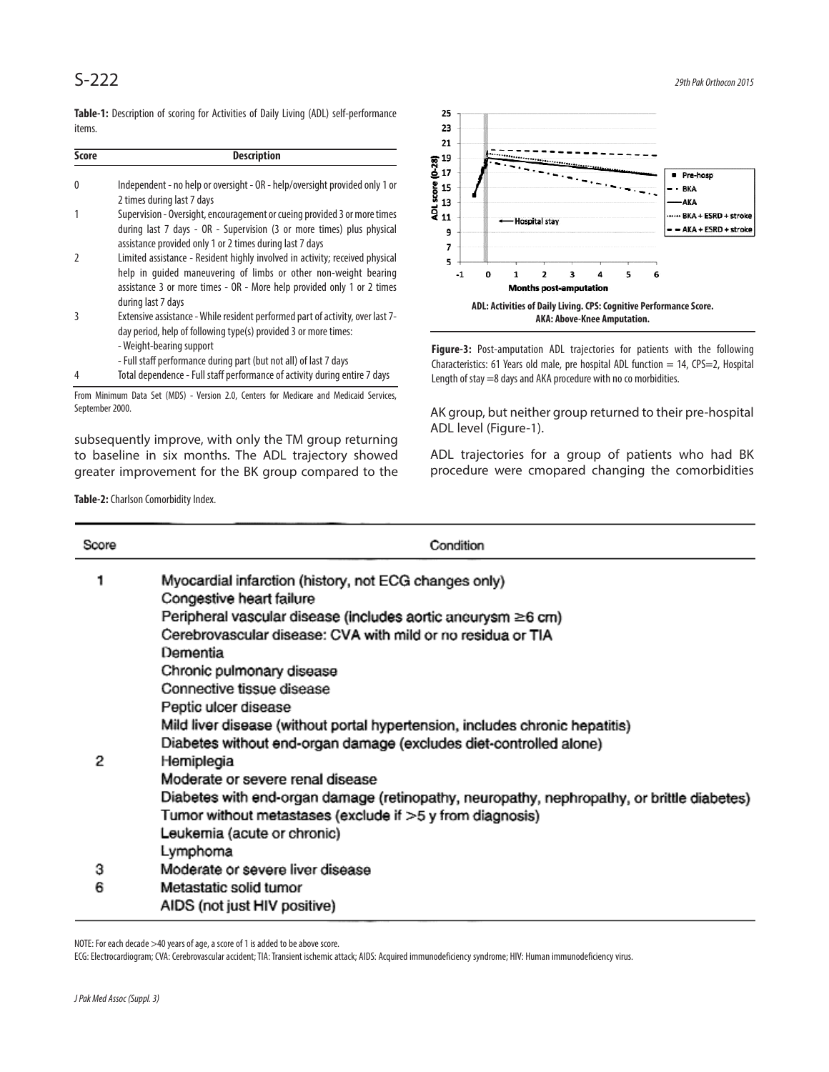**Table-1:** Description of scoring for Activities of Daily Living (ADL) self-performance items.

| Score | Description |
|---|---|
| 0 | Independent - no help or oversight - OR - help/oversight provided only 1 or 2 times during last 7 days |
| 1 | Supervision - Oversight, encouragement or cueing provided 3 or more times during last 7 days - OR - Supervision (3 or more times) plus physical assistance provided only 1 or 2 times during last 7 days |
| 2 | Limited assistance - Resident highly involved in activity; received physical help in guided maneuvering of limbs or other non-weight bearing assistance 3 or more times - OR - More help provided only 1 or 2 times during last 7 days |
| 3 | Extensive assistance - While resident performed part of activity, over last 7-day period, help of following type(s) provided 3 or more times: - Weight-bearing support - Full staff performance during part (but not all) of last 7 days |
| 4 | Total dependence - Full staff performance of activity during entire 7 days |

From Minimum Data Set (MDS) - Version 2.0, Centers for Medicare and Medicaid Services, September 2000.

subsequently improve, with only the TM group returning to baseline in six months. The ADL trajectory showed greater improvement for the BK group compared to the AK group, but neither group returned to their pre-hospital ADL level (Figure-1).

ADL: Activities of Daily Living. CPS: Cognitive Performance Score. AKA: Above-Knee Amputation.

**Figure-3:** Post-amputation ADL trajectories for patients with the following Characteristics: 61 Years old male, pre hospital ADL function = 14, CPS=2, Hospital Length of stay =8 days and AKA procedure with no co morbidities.

ADL trajectories for a group of patients who had BK procedure were cmopared changing the comorbidities

**Table-2:** Charlson Comorbidity Index.

| Score | Condition |
|---|---|
| 1 | Myocardial infarction (history, not ECG changes only) |
| | Congestive heart failure |
| | Peripheral vascular disease (includes aortic aneurysm ≥6 cm) |
| | Cerebrovascular disease: CVA with mild or no residua or TIA |
| | Dementia |
| | Chronic pulmonary disease |
| | Connective tissue disease |
| | Peptic ulcer disease |
| | Mild liver disease (without portal hypertension, includes chronic hepatitis) |
| | Diabetes without end-organ damage (excludes diet-controlled alone) |
| 2 | Hemiplegia |
| | Moderate or severe renal disease |
| | Diabetes with end-organ damage (retinopathy, neuropathy, nephropathy, or brittle diabetes) |
| | Tumor without metastases (exclude if >5 y from diagnosis) |
| | Leukemia (acute or chronic) |
| | Lymphoma |
| 3 | Moderate or severe liver disease |
| 6 | Metastatic solid tumor |
| | AIDS (not just HIV positive) |

NOTE: For each decade >40 years of age, a score of 1 is added to be above score.

ECG: Electrocardiogram; CVA: Cerebrovascular accident; TIA: Transient ischemic attack; AIDS: Acquired immunodeficiency syndrome; HIV: Human immunodeficiency virus.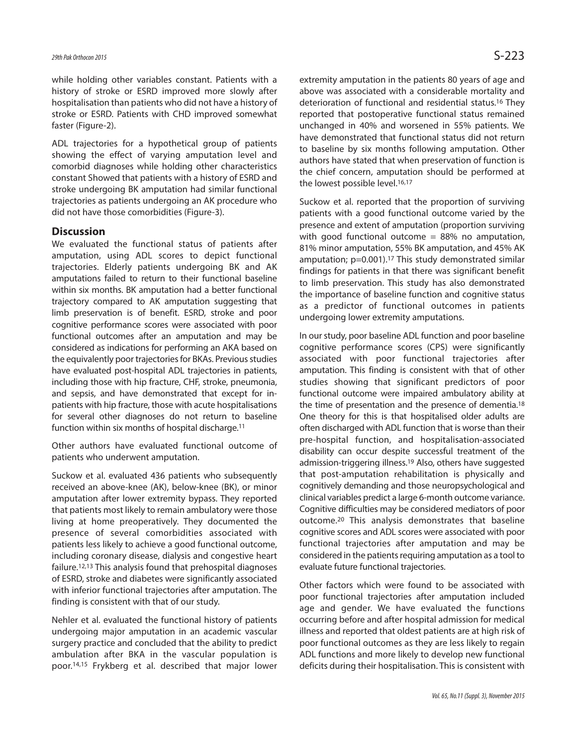while holding other variables constant. Patients with a history of stroke or ESRD improved more slowly after hospitalisation than patients who did not have a history of stroke or ESRD. Patients with CHD improved somewhat faster (Figure-2).

ADL trajectories for a hypothetical group of patients showing the effect of varying amputation level and comorbid diagnoses while holding other characteristics constant Showed that patients with a history of ESRD and stroke undergoing BK amputation had similar functional trajectories as patients undergoing an AK procedure who did not have those comorbidities (Figure-3).

## Discussion

We evaluated the functional status of patients after amputation, using ADL scores to depict functional trajectories. Elderly patients undergoing BK and AK amputations failed to return to their functional baseline within six months. BK amputation had a better functional trajectory compared to AK amputation suggesting that limb preservation is of benefit. ESRD, stroke and poor cognitive performance scores were associated with poor functional outcomes after an amputation and may be considered as indications for performing an AKA based on the equivalently poor trajectories for BKAs. Previous studies have evaluated post-hospital ADL trajectories in patients, including those with hip fracture, CHF, stroke, pneumonia, and sepsis, and have demonstrated that except for in-patients with hip fracture, those with acute hospitalisations for several other diagnoses do not return to baseline function within six months of hospital discharge.[11]

Other authors have evaluated functional outcome of patients who underwent amputation.

Suckow et al. evaluated 436 patients who subsequently received an above-knee (AK), below-knee (BK), or minor amputation after lower extremity bypass. They reported that patients most likely to remain ambulatory were those living at home preoperatively. They documented the presence of several comorbidities associated with patients less likely to achieve a good functional outcome, including coronary disease, dialysis and congestive heart failure.[12,13] This analysis found that prehospital diagnoses of ESRD, stroke and diabetes were significantly associated with inferior functional trajectories after amputation. The finding is consistent with that of our study.

Nehler et al. evaluated the functional history of patients undergoing major amputation in an academic vascular surgery practice and concluded that the ability to predict ambulation after BKA in the vascular population is poor.[14,15] Frykberg et al. described that major lower extremity amputation in the patients 80 years of age and above was associated with a considerable mortality and deterioration of functional and residential status.[16] They reported that postoperative functional status remained unchanged in 40% and worsened in 55% patients. We have demonstrated that functional status did not return to baseline by six months following amputation. Other authors have stated that when preservation of function is the chief concern, amputation should be performed at the lowest possible level.[16,17]

Suckow et al. reported that the proportion of surviving patients with a good functional outcome varied by the presence and extent of amputation (proportion surviving with good functional outcome = 88% no amputation, 81% minor amputation, 55% BK amputation, and 45% AK amputation; $p=0.001$).[17] This study demonstrated similar findings for patients in that there was significant benefit to limb preservation. This study has also demonstrated the importance of baseline function and cognitive status as a predictor of functional outcomes in patients undergoing lower extremity amputations.

In our study, poor baseline ADL function and poor baseline cognitive performance scores (CPS) were significantly associated with poor functional trajectories after amputation. This finding is consistent with that of other studies showing that significant predictors of poor functional outcome were impaired ambulatory ability at the time of presentation and the presence of dementia.[18] One theory for this is that hospitalised older adults are often discharged with ADL function that is worse than their pre-hospital function, and hospitalisation-associated disability can occur despite successful treatment of the admission-triggering illness.[19] Also, others have suggested that post-amputation rehabilitation is physically and cognitively demanding and those neuropsychological and clinical variables predict a large 6-month outcome variance. Cognitive difficulties may be considered mediators of poor outcome.[20] This analysis demonstrates that baseline cognitive scores and ADL scores were associated with poor functional trajectories after amputation and may be considered in the patients requiring amputation as a tool to evaluate future functional trajectories.

Other factors which were found to be associated with poor functional trajectories after amputation included age and gender. We have evaluated the functions occurring before and after hospital admission for medical illness and reported that oldest patients are at high risk of poor functional outcomes as they are less likely to regain ADL functions and more likely to develop new functional deficits during their hospitalisation. This is consistent with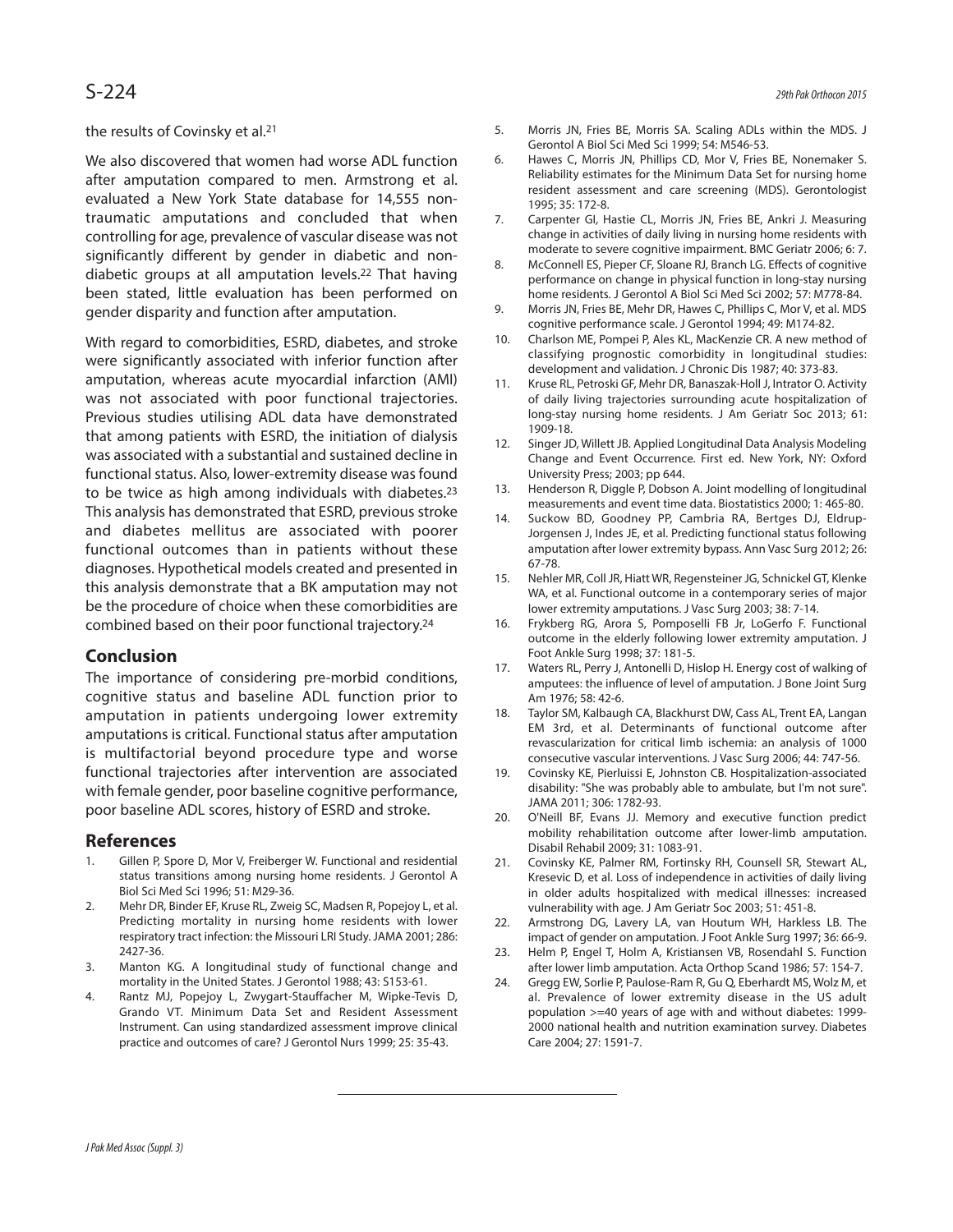the results of Covinsky et al.[21]

We also discovered that women had worse ADL function after amputation compared to men. Armstrong et al. evaluated a New York State database for 14,555 non-traumatic amputations and concluded that when controlling for age, prevalence of vascular disease was not significantly different by gender in diabetic and non-diabetic groups at all amputation levels.[22] That having been stated, little evaluation has been performed on gender disparity and function after amputation.

With regard to comorbidities, ESRD, diabetes, and stroke were significantly associated with inferior function after amputation, whereas acute myocardial infarction (AMI) was not associated with poor functional trajectories. Previous studies utilising ADL data have demonstrated that among patients with ESRD, the initiation of dialysis was associated with a substantial and sustained decline in functional status. Also, lower-extremity disease was found to be twice as high among individuals with diabetes.[23] This analysis has demonstrated that ESRD, previous stroke and diabetes mellitus are associated with poorer functional outcomes than in patients without these diagnoses. Hypothetical models created and presented in this analysis demonstrate that a BK amputation may not be the procedure of choice when these comorbidities are combined based on their poor functional trajectory.[24]

## Conclusion

The importance of considering pre-morbid conditions, cognitive status and baseline ADL function prior to amputation in patients undergoing lower extremity amputations is critical. Functional status after amputation is multifactorial beyond procedure type and worse functional trajectories after intervention are associated with female gender, poor baseline cognitive performance, poor baseline ADL scores, history of ESRD and stroke.

## References

1. Gillen P, Spore D, Mor V, Freiberger W. Functional and residential status transitions among nursing home residents. J Gerontol A Biol Sci Med Sci 1996; 51: M29-36.
2. Mehr DR, Binder EF, Kruse RL, Zweig SC, Madsen R, Popejoy L, et al. Predicting mortality in nursing home residents with lower respiratory tract infection: the Missouri LRI Study. JAMA 2001; 286: 2427-36.
3. Manton KG. A longitudinal study of functional change and mortality in the United States. J Gerontol 1988; 43: S153-61.
4. Rantz MJ, Popejoy L, Zwygart-Stauffacher M, Wipke-Tevis D, Grando VT. Minimum Data Set and Resident Assessment Instrument. Can using standardized assessment improve clinical practice and outcomes of care? J Gerontol Nurs 1999; 25: 35-43.
5. Morris JN, Fries BE, Morris SA. Scaling ADLs within the MDS. J Gerontol A Biol Sci Med Sci 1999; 54: M546-53.
6. Hawes C, Morris JN, Phillips CD, Mor V, Fries BE, Nonemaker S. Reliability estimates for the Minimum Data Set for nursing home resident assessment and care screening (MDS). Gerontologist 1995; 35: 172-8.
7. Carpenter GI, Hastie CL, Morris JN, Fries BE, Ankri J. Measuring change in activities of daily living in nursing home residents with moderate to severe cognitive impairment. BMC Geriatr 2006; 6: 7.
8. McConnell ES, Pieper CF, Sloane RJ, Branch LG. Effects of cognitive performance on change in physical function in long-stay nursing home residents. J Gerontol A Biol Sci Med Sci 2002; 57: M778-84.
9. Morris JN, Fries BE, Mehr DR, Hawes C, Phillips C, Mor V, et al. MDS cognitive performance scale. J Gerontol 1994; 49: M174-82.
10. Charlson ME, Pompei P, Ales KL, MacKenzie CR. A new method of classifying prognostic comorbidity in longitudinal studies: development and validation. J Chronic Dis 1987; 40: 373-83.
11. Kruse RL, Petroski GF, Mehr DR, Banaszak-Holl J, Intrator O. Activity of daily living trajectories surrounding acute hospitalization of long-stay nursing home residents. J Am Geriatr Soc 2013; 61: 1909-18.
12. Singer JD, Willett JB. Applied Longitudinal Data Analysis Modeling Change and Event Occurrence. First ed. New York, NY: Oxford University Press; 2003; pp 644.
13. Henderson R, Diggle P, Dobson A. Joint modelling of longitudinal measurements and event time data. Biostatistics 2000; 1: 465-80.
14. Suckow BD, Goodney PP, Cambria RA, Bertges DJ, Eldrup-Jorgensen J, Indes JE, et al. Predicting functional status following amputation after lower extremity bypass. Ann Vasc Surg 2012; 26: 67-78.
15. Nehler MR, Coll JR, Hiatt WR, Regensteiner JG, Schnickel GT, Klenke WA, et al. Functional outcome in a contemporary series of major lower extremity amputations. J Vasc Surg 2003; 38: 7-14.
16. Frykberg RG, Arora S, Pomposelli FB Jr, LoGerfo F. Functional outcome in the elderly following lower extremity amputation. J Foot Ankle Surg 1998; 37: 181-5.
17. Waters RL, Perry J, Antonelli D, Hislop H. Energy cost of walking of amputees: the influence of level of amputation. J Bone Joint Surg Am 1976; 58: 42-6.
18. Taylor SM, Kalbaugh CA, Blackhurst DW, Cass AL, Trent EA, Langan EM 3rd, et al. Determinants of functional outcome after revascularization for critical limb ischemia: an analysis of 1000 consecutive vascular interventions. J Vasc Surg 2006; 44: 747-56.
19. Covinsky KE, Pierluissi E, Johnston CB. Hospitalization-associated disability: "She was probably able to ambulate, but I'm not sure". JAMA 2011; 306: 1782-93.
20. O'Neill BF, Evans JJ. Memory and executive function predict mobility rehabilitation outcome after lower-limb amputation. Disabil Rehabil 2009; 31: 1083-91.
21. Covinsky KE, Palmer RM, Fortinsky RH, Counsell SR, Stewart AL, Kresevic D, et al. Loss of independence in activities of daily living in older adults hospitalized with medical illnesses: increased vulnerability with age. J Am Geriatr Soc 2003; 51: 451-8.
22. Armstrong DG, Lavery LA, van Houtum WH, Harkless LB. The impact of gender on amputation. J Foot Ankle Surg 1997; 36: 66-9.
23. Helm P, Engel T, Holm A, Kristiansen VB, Rosendahl S. Function after lower limb amputation. Acta Orthop Scand 1986; 57: 154-7.
24. Gregg EW, Sorlie P, Paulose-Ram R, Gu Q, Eberhardt MS, Wolz M, et al. Prevalence of lower extremity disease in the US adult population >=40 years of age with and without diabetes: 1999-2000 national health and nutrition examination survey. Diabetes Care 2004; 27: 1591-7.